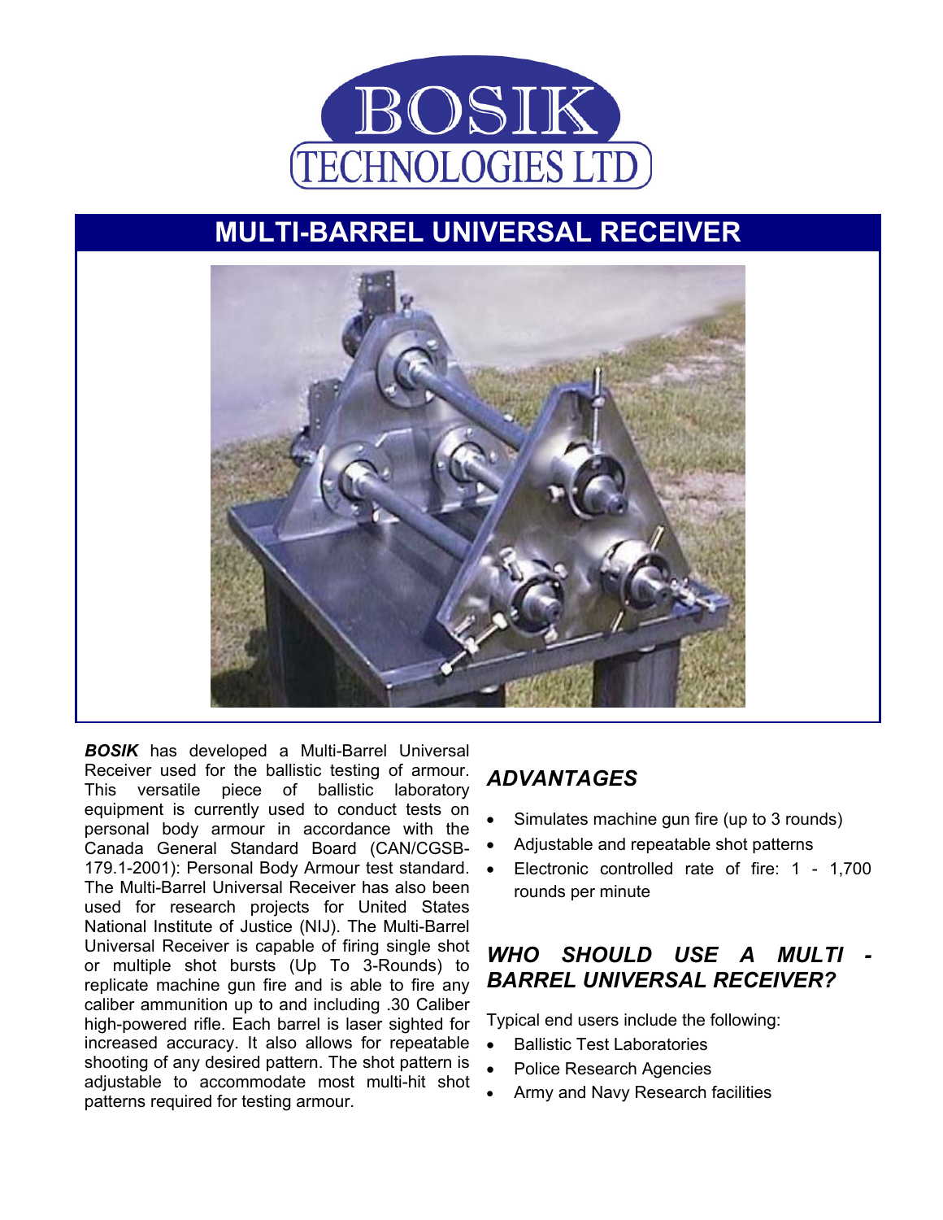# BOSIK TECHNOLOGIES LTD

## MULTI-BARREL UNIVERSAL RECEIVER

***BOSIK*** has developed a Multi-Barrel Universal Receiver used for the ballistic testing of armour. This versatile piece of ballistic laboratory equipment is currently used to conduct tests on personal body armour in accordance with the Canada General Standard Board (CAN/CGSB-179.1-2001): Personal Body Armour test standard. The Multi-Barrel Universal Receiver has also been used for research projects for United States National Institute of Justice (NIJ). The Multi-Barrel Universal Receiver is capable of firing single shot or multiple shot bursts (Up To 3-Rounds) to replicate machine gun fire and is able to fire any caliber ammunition up to and including .30 Caliber high-powered rifle. Each barrel is laser sighted for increased accuracy. It also allows for repeatable shooting of any desired pattern. The shot pattern is adjustable to accommodate most multi-hit shot patterns required for testing armour.

### *ADVANTAGES*

- Simulates machine gun fire (up to 3 rounds)
- Adjustable and repeatable shot patterns
- Electronic controlled rate of fire: 1 - 1,700 rounds per minute

### *WHO SHOULD USE A MULTI - BARREL UNIVERSAL RECEIVER?*

Typical end users include the following:

- Ballistic Test Laboratories
- Police Research Agencies
- Army and Navy Research facilities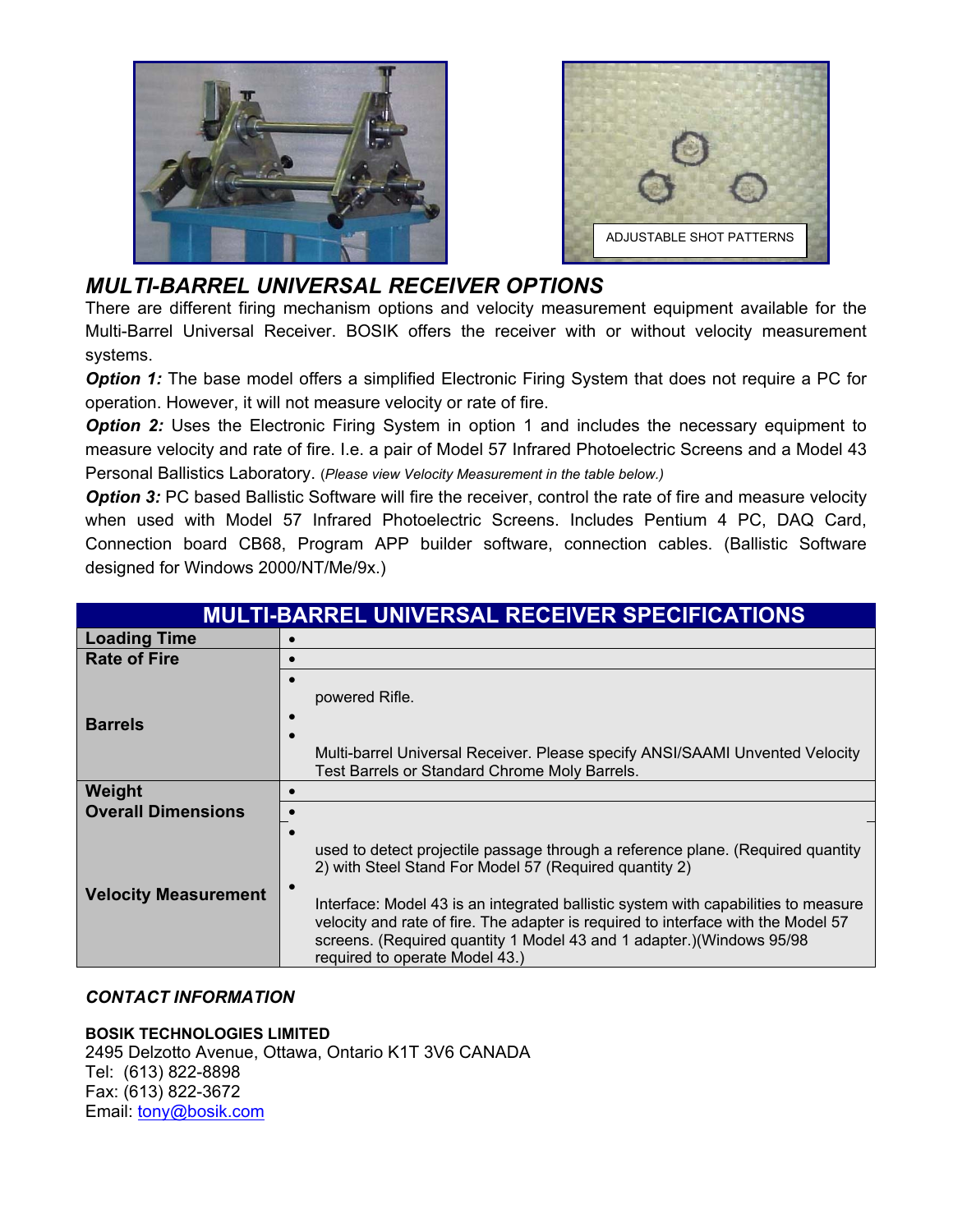ADJUSTABLE SHOT PATTERNS

## *MULTI-BARREL UNIVERSAL RECEIVER OPTIONS*

There are different firing mechanism options and velocity measurement equipment available for the Multi-Barrel Universal Receiver. BOSIK offers the receiver with or without velocity measurement systems.

***Option 1:*** The base model offers a simplified Electronic Firing System that does not require a PC for operation. However, it will not measure velocity or rate of fire.

***Option 2:*** Uses the Electronic Firing System in option 1 and includes the necessary equipment to measure velocity and rate of fire. I.e. a pair of Model 57 Infrared Photoelectric Screens and a Model 43 Personal Ballistics Laboratory. (*Please view Velocity Measurement in the table below.)*

***Option 3:*** PC based Ballistic Software will fire the receiver, control the rate of fire and measure velocity when used with Model 57 Infrared Photoelectric Screens. Includes Pentium 4 PC, DAQ Card, Connection board CB68, Program APP builder software, connection cables. (Ballistic Software designed for Windows 2000/NT/Me/9x.)

| MULTI-BARREL UNIVERSAL RECEIVER SPECIFICATIONS | |
|---|---|
| **Loading Time** | • |
| **Rate of Fire** | • |
| **Barrels** | • powered Rifle.<br>•<br>• Multi-barrel Universal Receiver. Please specify ANSI/SAAMI Unvented Velocity Test Barrels or Standard Chrome Moly Barrels. |
| **Weight** | • |
| **Overall Dimensions** | • |
| **Velocity Measurement** | • used to detect projectile passage through a reference plane. (Required quantity 2) with Steel Stand For Model 57 (Required quantity 2)<br>• Interface: Model 43 is an integrated ballistic system with capabilities to measure velocity and rate of fire. The adapter is required to interface with the Model 57 screens. (Required quantity 1 Model 43 and 1 adapter.)(Windows 95/98 required to operate Model 43.) |

***CONTACT INFORMATION***

**BOSIK TECHNOLOGIES LIMITED**
2495 Delzotto Avenue, Ottawa, Ontario K1T 3V6 CANADA
Tel: (613) 822-8898
Fax: (613) 822-3672
Email: tony@bosik.com